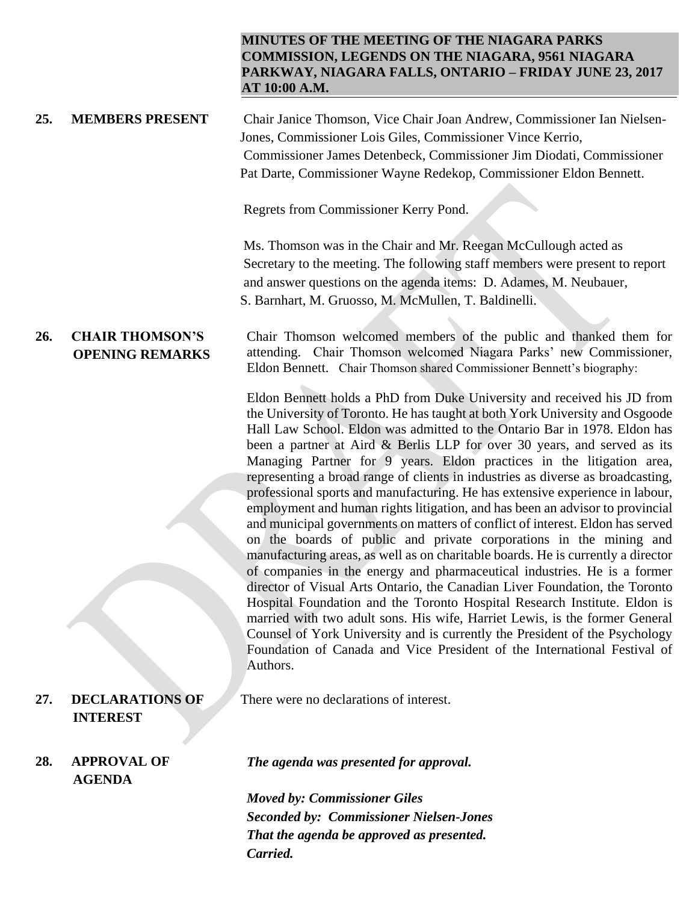# MINUTES OF THE MEETING OF THE NIAGARA PARKS COMMISSION, LEGENDS ON THE NIAGARA, 9561 NIAGARA PARKWAY, NIAGARA FALLS, ONTARIO – FRIDAY JUNE 23, 2017 AT 10:00 A.M.

DRAFT

**25. MEMBERS PRESENT**

Chair Janice Thomson, Vice Chair Joan Andrew, Commissioner Ian Nielsen-Jones, Commissioner Lois Giles, Commissioner Vince Kerrio, Commissioner James Detenbeck, Commissioner Jim Diodati, Commissioner Pat Darte, Commissioner Wayne Redekop, Commissioner Eldon Bennett.

Regrets from Commissioner Kerry Pond.

Ms. Thomson was in the Chair and Mr. Reegan McCullough acted as Secretary to the meeting. The following staff members were present to report and answer questions on the agenda items: D. Adames, M. Neubauer, S. Barnhart, M. Gruosso, M. McMullen, T. Baldinelli.

**26. CHAIR THOMSON'S OPENING REMARKS**

Chair Thomson welcomed members of the public and thanked them for attending. Chair Thomson welcomed Niagara Parks' new Commissioner, Eldon Bennett. Chair Thomson shared Commissioner Bennett's biography:

Eldon Bennett holds a PhD from Duke University and received his JD from the University of Toronto. He has taught at both York University and Osgoode Hall Law School. Eldon was admitted to the Ontario Bar in 1978. Eldon has been a partner at Aird & Berlis LLP for over 30 years, and served as its Managing Partner for 9 years. Eldon practices in the litigation area, representing a broad range of clients in industries as diverse as broadcasting, professional sports and manufacturing. He has extensive experience in labour, employment and human rights litigation, and has been an advisor to provincial and municipal governments on matters of conflict of interest. Eldon has served on the boards of public and private corporations in the mining and manufacturing areas, as well as on charitable boards. He is currently a director of companies in the energy and pharmaceutical industries. He is a former director of Visual Arts Ontario, the Canadian Liver Foundation, the Toronto Hospital Foundation and the Toronto Hospital Research Institute. Eldon is married with two adult sons. His wife, Harriet Lewis, is the former General Counsel of York University and is currently the President of the Psychology Foundation of Canada and Vice President of the International Festival of Authors.

**27. DECLARATIONS OF INTEREST**

There were no declarations of interest.

**28. APPROVAL OF AGENDA**

***The agenda was presented for approval.***

***Moved by: Commissioner Giles***
***Seconded by: Commissioner Nielsen-Jones***
***That the agenda be approved as presented.***
***Carried.***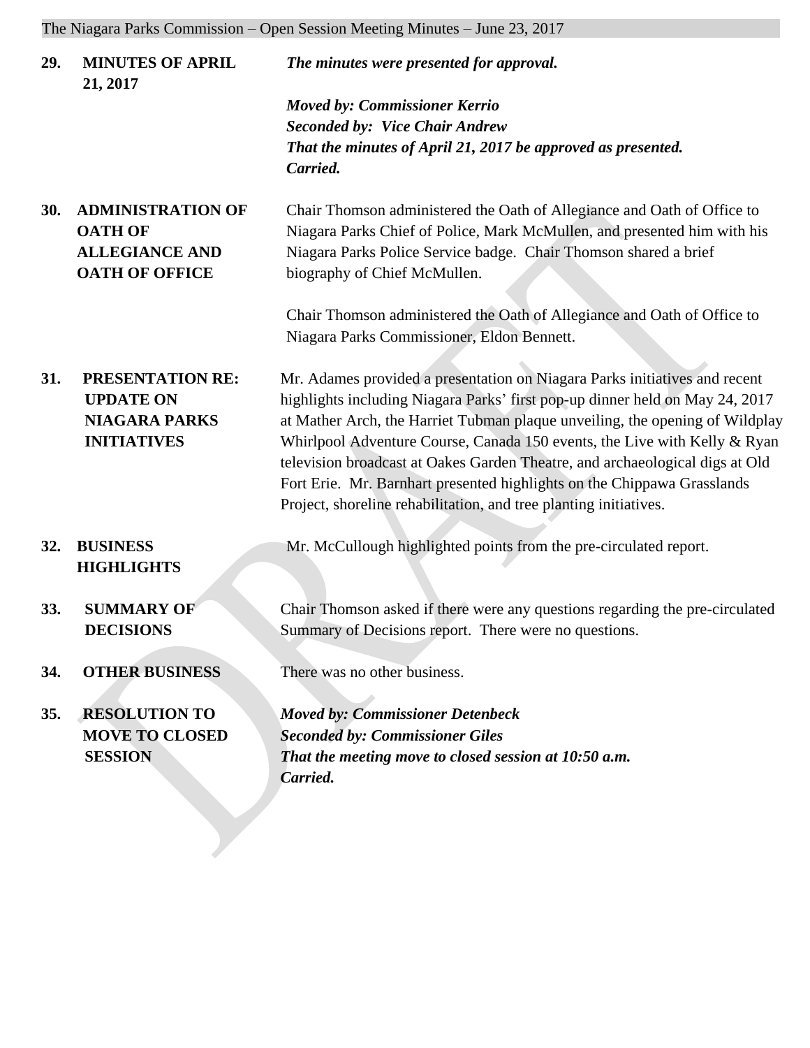**29. MINUTES OF APRIL 21, 2017**

***The minutes were presented for approval.***

***Moved by: Commissioner Kerrio***
***Seconded by: Vice Chair Andrew***
***That the minutes of April 21, 2017 be approved as presented.***
***Carried.***

**30. ADMINISTRATION OF OATH OF ALLEGIANCE AND OATH OF OFFICE**

Chair Thomson administered the Oath of Allegiance and Oath of Office to Niagara Parks Chief of Police, Mark McMullen, and presented him with his Niagara Parks Police Service badge. Chair Thomson shared a brief biography of Chief McMullen.

Chair Thomson administered the Oath of Allegiance and Oath of Office to Niagara Parks Commissioner, Eldon Bennett.

**31. PRESENTATION RE: UPDATE ON NIAGARA PARKS INITIATIVES**

Mr. Adames provided a presentation on Niagara Parks initiatives and recent highlights including Niagara Parks' first pop-up dinner held on May 24, 2017 at Mather Arch, the Harriet Tubman plaque unveiling, the opening of Wildplay Whirlpool Adventure Course, Canada 150 events, the Live with Kelly & Ryan television broadcast at Oakes Garden Theatre, and archaeological digs at Old Fort Erie. Mr. Barnhart presented highlights on the Chippawa Grasslands Project, shoreline rehabilitation, and tree planting initiatives.

**32. BUSINESS HIGHLIGHTS**

Mr. McCullough highlighted points from the pre-circulated report.

**33. SUMMARY OF DECISIONS**

Chair Thomson asked if there were any questions regarding the pre-circulated Summary of Decisions report. There were no questions.

**34. OTHER BUSINESS**

There was no other business.

**35. RESOLUTION TO MOVE TO CLOSED SESSION**

***Moved by: Commissioner Detenbeck***
***Seconded by: Commissioner Giles***
***That the meeting move to closed session at 10:50 a.m.***
***Carried.***